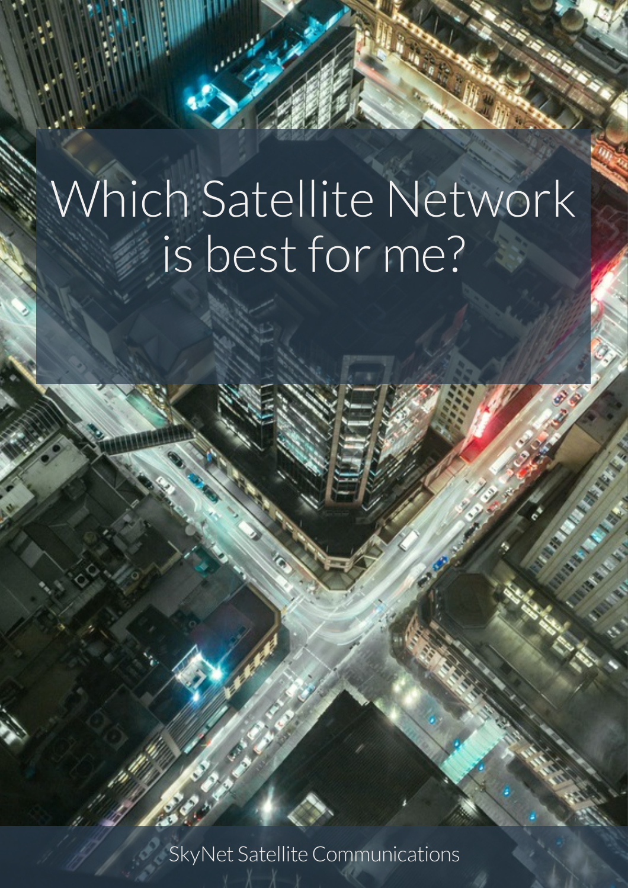# Which Satellite Network is best for me?

SkyNet Satellite Communications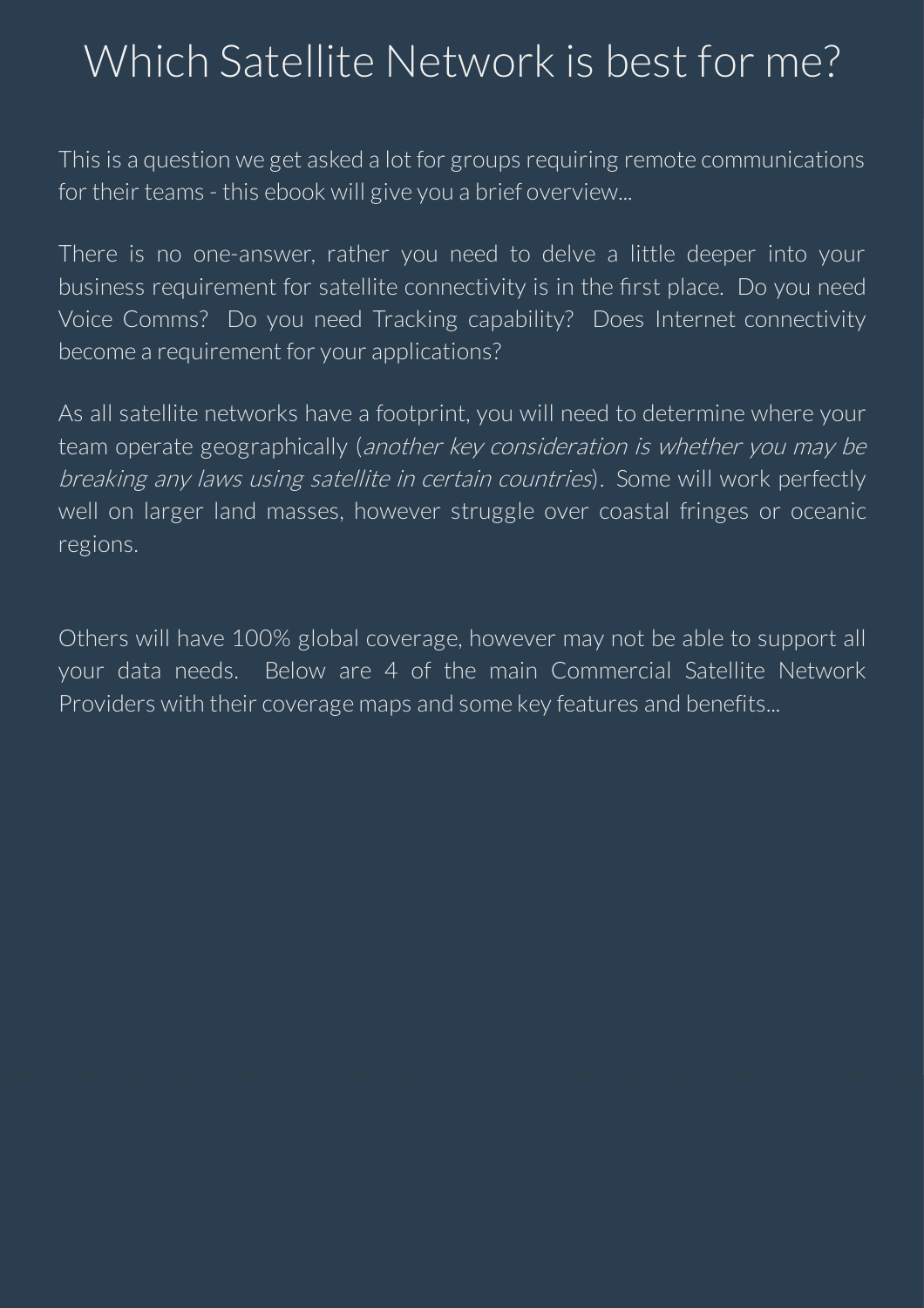# Which Satellite Network is best for me?

This is a question we get asked a lot for groups requiring remote communications for their teams - this ebook will give you a brief overview...

There is no one-answer, rather you need to delve a little deeper into your business requirement for satellite connectivity is in the first place. Do you need Voice Comms? Do you need Tracking capability? Does Internet connectivity become a requirement for your applications?

As all satellite networks have a footprint, you will need to determine where your team operate geographically (*another key consideration is whether you may be breaking any laws using satellite in certain countries*). Some will work perfectly well on larger land masses, however struggle over coastal fringes or oceanic regions.

Others will have 100% global coverage, however may not be able to support all your data needs. Below are 4 of the main Commercial Satellite Network Providers with their coverage maps and some key features and benefits...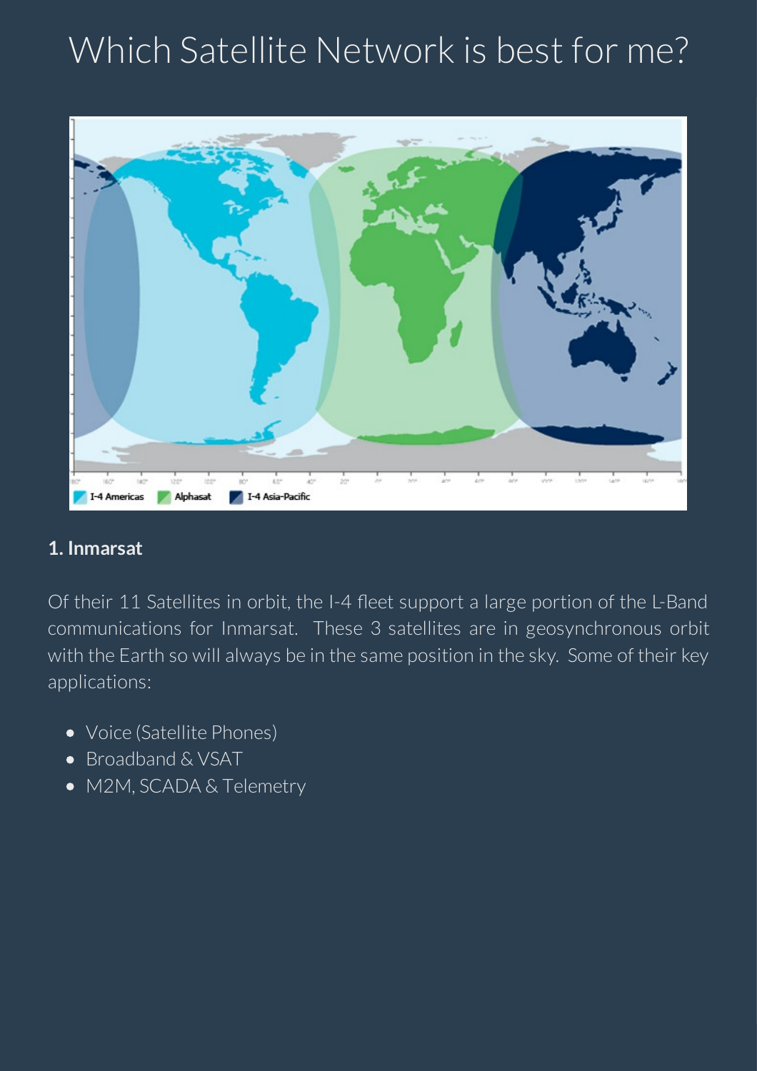# Which Satellite Network is best for me?

### 1. Inmarsat

Of their 11 Satellites in orbit, the I-4 fleet support a large portion of the L-Band communications for Inmarsat. These 3 satellites are in geosynchronous orbit with the Earth so will always be in the same position in the sky. Some of their key applications:

- Voice (Satellite Phones)
- Broadband & VSAT
- M2M, SCADA & Telemetry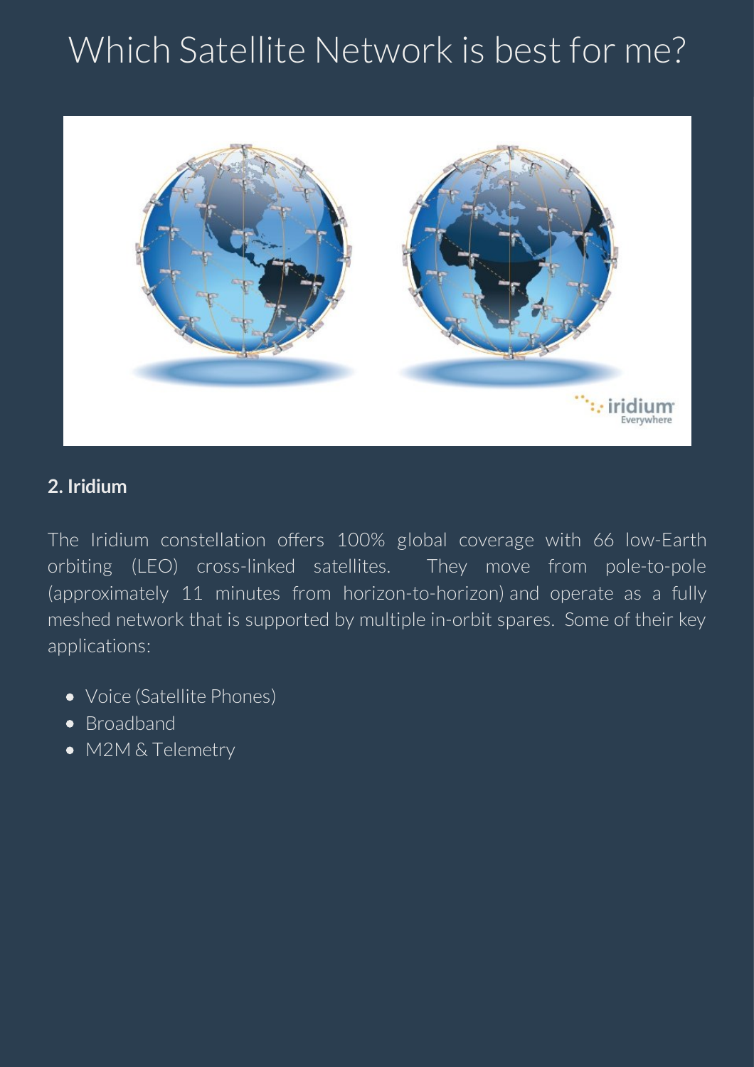# Which Satellite Network is best for me?

**2. Iridium**

The Iridium constellation offers 100% global coverage with 66 low-Earth orbiting (LEO) cross-linked satellites. They move from pole-to-pole (approximately 11 minutes from horizon-to-horizon) and operate as a fully meshed network that is supported by multiple in-orbit spares. Some of their key applications:

- Voice (Satellite Phones)
- Broadband
- M2M & Telemetry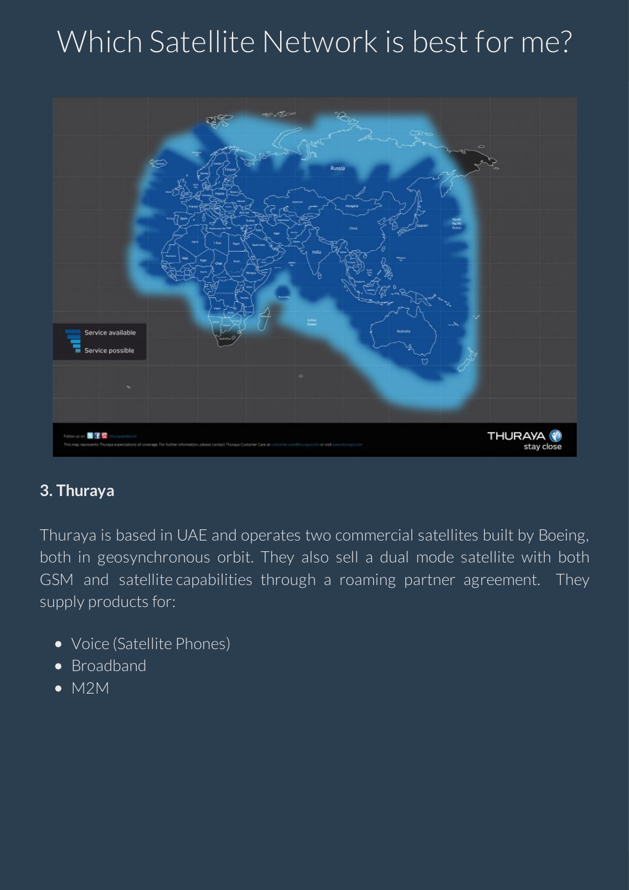# Which Satellite Network is best for me?

### 3. Thuraya

Thuraya is based in UAE and operates two commercial satellites built by Boeing, both in geosynchronous orbit. They also sell a dual mode satellite with both GSM and satellite capabilities through a roaming partner agreement. They supply products for:

- Voice (Satellite Phones)
- Broadband
- M2M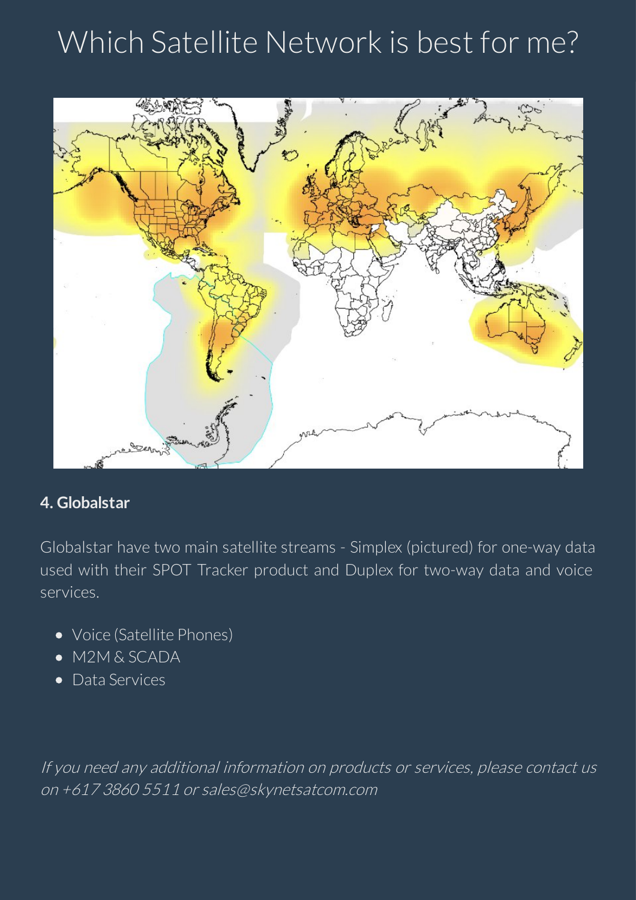# Which Satellite Network is best for me?

### 4. Globalstar

Globalstar have two main satellite streams - Simplex (pictured) for one-way data used with their SPOT Tracker product and Duplex for two-way data and voice services.

- Voice (Satellite Phones)
- M2M & SCADA
- Data Services

*If you need any additional information on products or services, please contact us on +617 3860 5511 or sales@skynetsatcom.com*